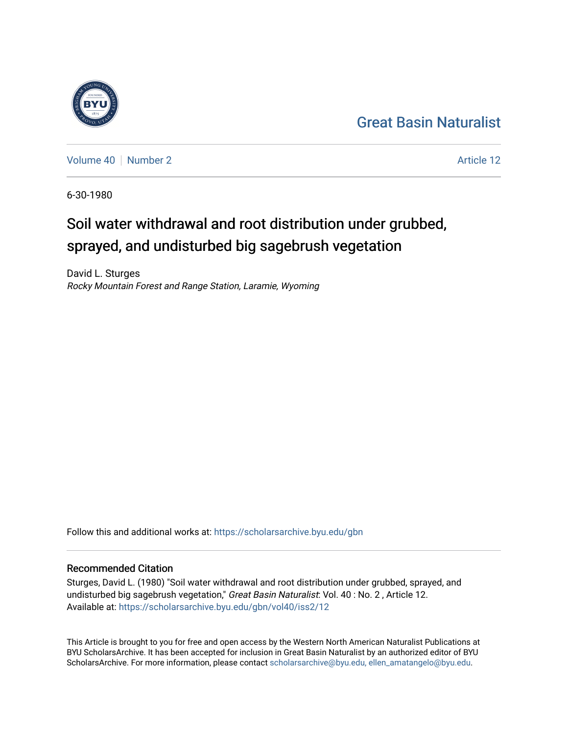Great Basin Naturalist

Volume 40 | Number 2 | Article 12

6-30-1980

# Soil water withdrawal and root distribution under grubbed, sprayed, and undisturbed big sagebrush vegetation

David L. Sturges
*Rocky Mountain Forest and Range Station, Laramie, Wyoming*

Follow this and additional works at: https://scholarsarchive.byu.edu/gbn

## Recommended Citation

Sturges, David L. (1980) "Soil water withdrawal and root distribution under grubbed, sprayed, and undisturbed big sagebrush vegetation," *Great Basin Naturalist*: Vol. 40 : No. 2 , Article 12.
Available at: https://scholarsarchive.byu.edu/gbn/vol40/iss2/12

This Article is brought to you for free and open access by the Western North American Naturalist Publications at BYU ScholarsArchive. It has been accepted for inclusion in Great Basin Naturalist by an authorized editor of BYU ScholarsArchive. For more information, please contact scholarsarchive@byu.edu, ellen_amatangelo@byu.edu.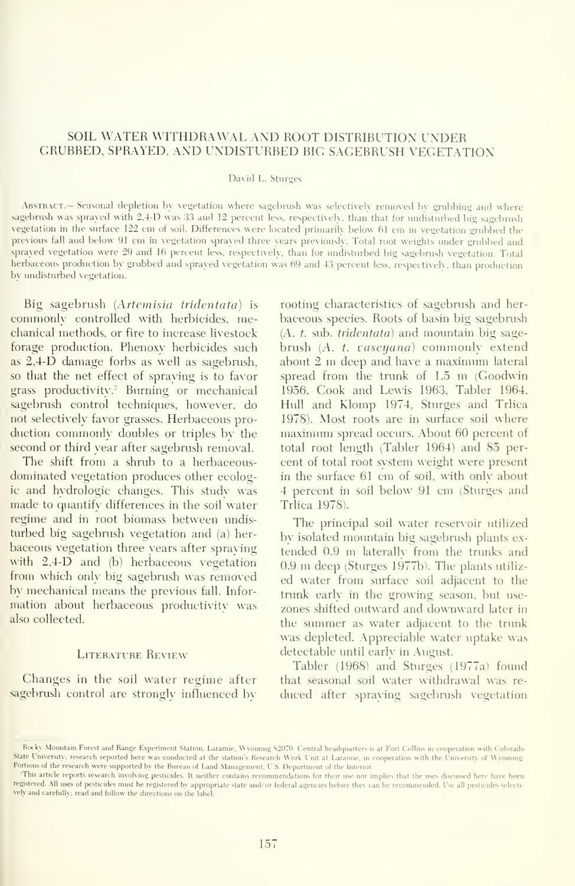# SOIL WATER WITHDRAWAL AND ROOT DISTRIBUTION UNDER GRUBBED, SPRAYED, AND UNDISTURBED BIG SAGEBRUSH VEGETATION

David L. Sturges[1]

Abstract.— Seasonal depletion by vegetation where sagebrush was selectively removed by grubbing and where sagebrush was sprayed with 2,4-D was 33 and 12 percent less, respectively, than that for undisturbed big sagebrush vegetation in the surface 122 cm of soil. Differences were located primarily below 61 cm in vegetation grubbed the previous fall and below 91 cm in vegetation sprayed three years previously. Total root weights under grubbed and sprayed vegetation were 29 and 16 percent less, respectively, than for undisturbed big sagebrush vegetation. Total herbaceous production by grubbed and sprayed vegetation was 69 and 43 percent less, respectively, than production by undisturbed vegetation.

Big sagebrush (*Artemisia tridentata*) is commonly controlled with herbicides, mechanical methods, or fire to increase livestock forage production. Phenoxy herbicides such as 2,4-D damage forbs as well as sagebrush, so that the net effect of spraying is to favor grass productivity.[2] Burning or mechanical sagebrush control techniques, however, do not selectively favor grasses. Herbaceous production commonly doubles or triples by the second or third year after sagebrush removal.

The shift from a shrub to a herbaceous-dominated vegetation produces other ecologic and hydrologic changes. This study was made to quantify differences in the soil water regime and in root biomass between undisturbed big sagebrush vegetation and (a) herbaceous vegetation three years after spraying with 2,4-D and (b) herbaceous vegetation from which only big sagebrush was removed by mechanical means the previous fall. Information about herbaceous productivity was also collected.

## Literature Review

Changes in the soil water regime after sagebrush control are strongly influenced by rooting characteristics of sagebrush and herbaceous species. Roots of basin big sagebrush (*A. t.* sub. *tridentata*) and mountain big sagebrush (*A. t. vaseyana*) commonly extend about 2 m deep and have a maximum lateral spread from the trunk of 1.5 m (Goodwin 1956, Cook and Lewis 1963, Tabler 1964, Hull and Klomp 1974, Sturges and Trlica 1978). Most roots are in surface soil where maximum spread occurs. About 60 percent of total root length (Tabler 1964) and 85 percent of total root system weight were present in the surface 61 cm of soil, with only about 4 percent in soil below 91 cm (Sturges and Trlica 1978).

The principal soil water reservoir utilized by isolated mountain big sagebrush plants extended 0.9 m laterally from the trunks and 0.9 m deep (Sturges 1977b). The plants utilized water from surface soil adjacent to the trunk early in the growing season, but use-zones shifted outward and downward later in the summer as water adjacent to the trunk was depleted. Appreciable water uptake was detectable until early in August.

Tabler (1968) and Sturges (1977a) found that seasonal soil water withdrawal was reduced after spraying sagebrush vegetation

---

[1] Rocky Mountain Forest and Range Experiment Station, Laramie, Wyoming 82070. Central headquarters is at Fort Collins in cooperation with Colorado State University; research reported here was conducted at the station's Research Work Unit at Laramie, in cooperation with the University of Wyoming. Portions of the research were supported by the Bureau of Land Management, U.S. Department of the Interior.

[2] This article reports research involving pesticides. It neither contains recommendations for their use nor implies that the uses discussed here have been registered. All uses of pesticides must be registered by appropriate state and/or federal agencies before they can be recommended. Use all pesticides selectively and carefully; read and follow the directions on the label.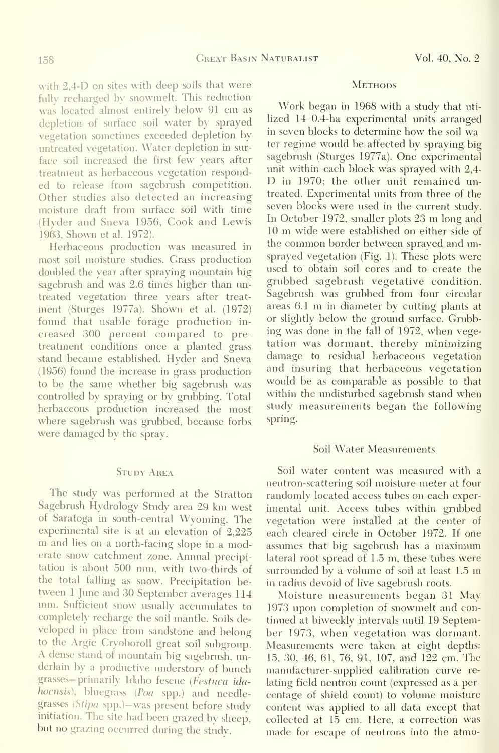with 2,4-D on sites with deep soils that were fully recharged by snowmelt. This reduction was located almost entirely below 91 cm as depletion of surface soil water by sprayed vegetation sometimes exceeded depletion by untreated vegetation. Water depletion in surface soil increased the first few years after treatment as herbaceous vegetation responded to release from sagebrush competition. Other studies also detected an increasing moisture draft from surface soil with time (Hyder and Sneva 1956, Cook and Lewis 1963, Shown et al. 1972).

Herbaceous production was measured in most soil moisture studies. Grass production doubled the year after spraying mountain big sagebrush and was 2.6 times higher than untreated vegetation three years after treatment (Sturges 1977a). Shown et al. (1972) found that usable forage production increased 300 percent compared to pretreatment conditions once a planted grass stand became established. Hyder and Sneva (1956) found the increase in grass production to be the same whether big sagebrush was controlled by spraying or by grubbing. Total herbaceous production increased the most where sagebrush was grubbed, because forbs were damaged by the spray.

## Study Area

The study was performed at the Stratton Sagebrush Hydrology Study area 29 km west of Saratoga in south-central Wyoming. The experimental site is at an elevation of 2,225 m and lies on a north-facing slope in a moderate snow catchment zone. Annual precipitation is about 500 mm, with two-thirds of the total falling as snow. Precipitation between 1 June and 30 September averages 114 mm. Sufficient snow usually accumulates to completely recharge the soil mantle. Soils developed in place from sandstone and belong to the Argic Cryoboroll great soil subgroup. A dense stand of mountain big sagebrush, underlain by a productive understory of bunch grasses—primarily Idaho fescue (*Festuca idahoensis*), bluegrass (*Poa* spp.) and needlegrasses (*Stipa* spp.)—was present before study initiation. The site had been grazed by sheep, but no grazing occurred during the study.

## Methods

Work began in 1968 with a study that utilized 14 0.4-ha experimental units arranged in seven blocks to determine how the soil water regime would be affected by spraying big sagebrush (Sturges 1977a). One experimental unit within each block was sprayed with 2,4-D in 1970; the other unit remained untreated. Experimental units from three of the seven blocks were used in the current study. In October 1972, smaller plots 23 m long and 10 m wide were established on either side of the common border between sprayed and unsprayed vegetation (Fig. 1). These plots were used to obtain soil cores and to create the grubbed sagebrush vegetative condition. Sagebrush was grubbed from four circular areas 6.1 m in diameter by cutting plants at or slightly below the ground surface. Grubbing was done in the fall of 1972, when vegetation was dormant, thereby minimizing damage to residual herbaceous vegetation and insuring that herbaceous vegetation would be as comparable as possible to that within the undisturbed sagebrush stand when study measurements began the following spring.

### Soil Water Measurements

Soil water content was measured with a neutron-scattering soil moisture meter at four randomly located access tubes on each experimental unit. Access tubes within grubbed vegetation were installed at the center of each cleared circle in October 1972. If one assumes that big sagebrush has a maximum lateral root spread of 1.5 m, these tubes were surrounded by a volume of soil at least 1.5 m in radius devoid of live sagebrush roots.

Moisture measurements began 31 May 1973 upon completion of snowmelt and continued at biweekly intervals until 19 September 1973, when vegetation was dormant. Measurements were taken at eight depths: 15, 30, 46, 61, 76, 91, 107, and 122 cm. The manufacturer-supplied calibration curve relating field neutron count (expressed as a percentage of shield count) to volume moisture content was applied to all data except that collected at 15 cm. Here, a correction was made for escape of neutrons into the atmo-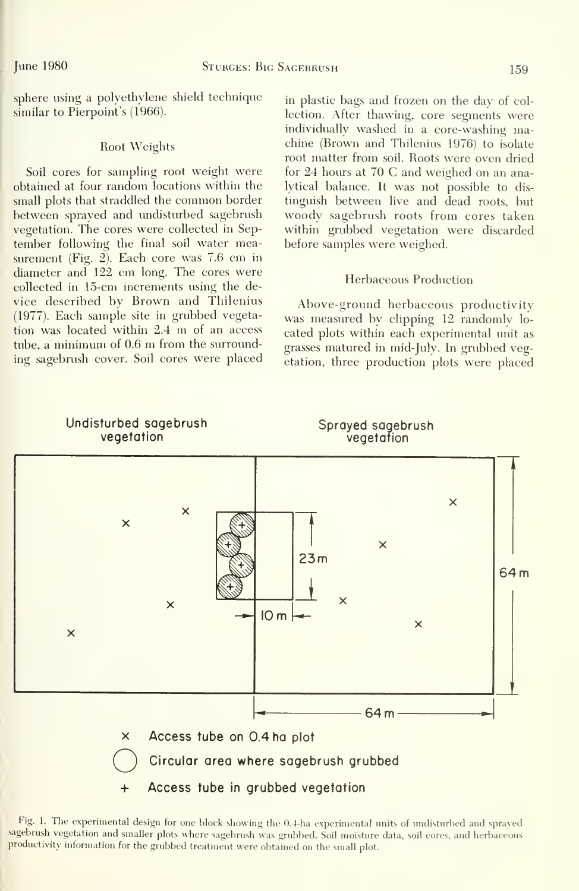sphere using a polyethylene shield technique similar to Pierpoint's (1966).

### Root Weights

Soil cores for sampling root weight were obtained at four random locations within the small plots that straddled the common border between sprayed and undisturbed sagebrush vegetation. The cores were collected in September following the final soil water measurement (Fig. 2). Each core was 7.6 cm in diameter and 122 cm long. The cores were collected in 15-cm increments using the device described by Brown and Thilenius (1977). Each sample site in grubbed vegetation was located within 2.4 m of an access tube, a minimum of 0.6 m from the surrounding sagebrush cover. Soil cores were placed in plastic bags and frozen on the day of collection. After thawing, core segments were individually washed in a core-washing machine (Brown and Thilenius 1976) to isolate root matter from soil. Roots were oven dried for 24 hours at 70 C and weighed on an analytical balance. It was not possible to distinguish between live and dead roots, but woody sagebrush roots from cores taken within grubbed vegetation were discarded before samples were weighed.

### Herbaceous Production

Above-ground herbaceous productivity was measured by clipping 12 randomly located plots within each experimental unit as grasses matured in mid-July. In grubbed vegetation, three production plots were placed

Undisturbed sagebrush vegetation | Sprayed sagebrush vegetation

23 m | 64 m | 10 m | 64 m

× Access tube on 0.4 ha plot

○ Circular area where sagebrush grubbed

+ Access tube in grubbed vegetation

Fig. 1. The experimental design for one block showing the 0.4-ha experimental units of undisturbed and sprayed sagebrush vegetation and smaller plots where sagebrush was grubbed. Soil moisture data, soil cores, and herbaceous productivity information for the grubbed treatment were obtained on the small plot.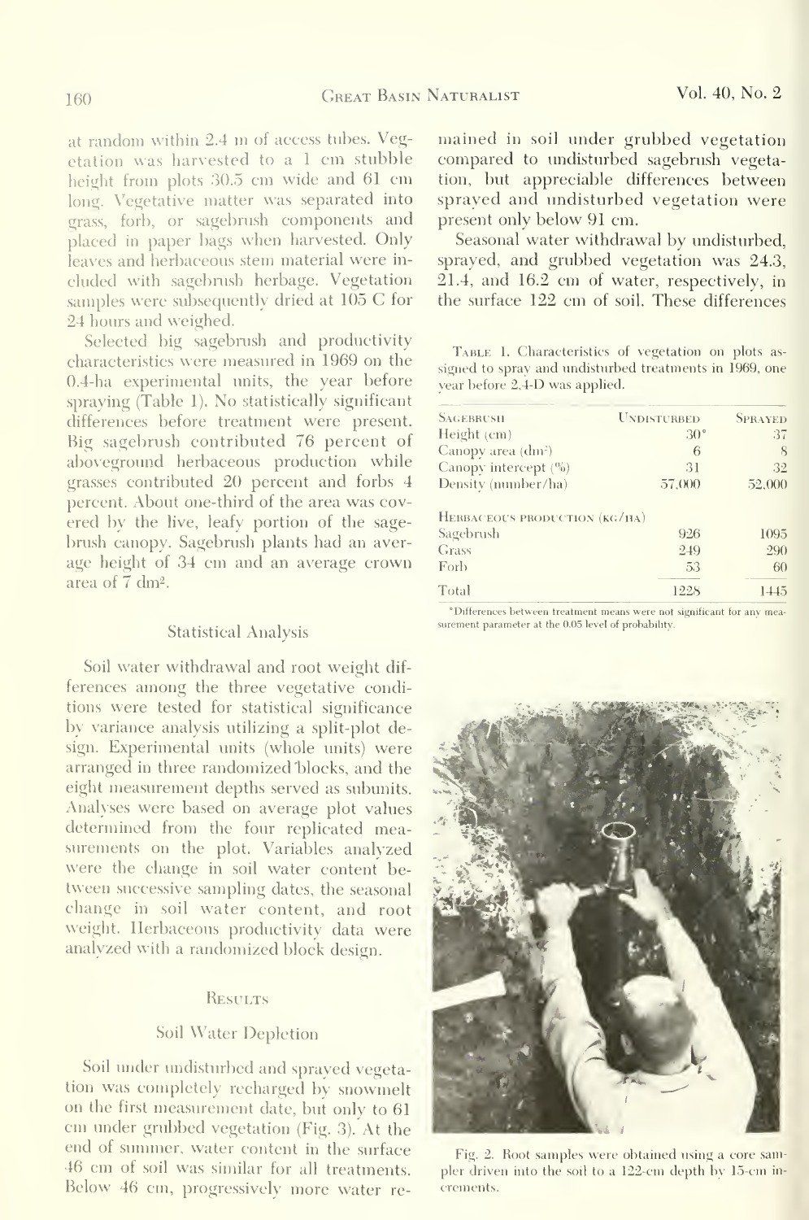at random within 2.4 m of access tubes. Vegetation was harvested to a 1 cm stubble height from plots 30.5 cm wide and 61 cm long. Vegetative matter was separated into grass, forb, or sagebrush components and placed in paper bags when harvested. Only leaves and herbaceous stem material were included with sagebrush herbage. Vegetation samples were subsequently dried at 105 C for 24 hours and weighed.

Selected big sagebrush and productivity characteristics were measured in 1969 on the 0.4-ha experimental units, the year before spraying (Table 1). No statistically significant differences before treatment were present. Big sagebrush contributed 76 percent of aboveground herbaceous production while grasses contributed 20 percent and forbs 4 percent. About one-third of the area was covered by the live, leafy portion of the sagebrush canopy. Sagebrush plants had an average height of 34 cm and an average crown area of 7 $dm^2$.

## Statistical Analysis

Soil water withdrawal and root weight differences among the three vegetative conditions were tested for statistical significance by variance analysis utilizing a split-plot design. Experimental units (whole units) were arranged in three randomized blocks, and the eight measurement depths served as subunits. Analyses were based on average plot values determined from the four replicated measurements on the plot. Variables analyzed were the change in soil water content between successive sampling dates, the seasonal change in soil water content, and root weight. Herbaceous productivity data were analyzed with a randomized block design.

## Results

### Soil Water Depletion

Soil under undisturbed and sprayed vegetation was completely recharged by snowmelt on the first measurement date, but only to 61 cm under grubbed vegetation (Fig. 3). At the end of summer, water content in the surface 46 cm of soil was similar for all treatments. Below 46 cm, progressively more water remained in soil under grubbed vegetation compared to undisturbed sagebrush vegetation, but appreciable differences between sprayed and undisturbed vegetation were present only below 91 cm.

Seasonal water withdrawal by undisturbed, sprayed, and grubbed vegetation was 24.3, 21.4, and 16.2 cm of water, respectively, in the surface 122 cm of soil. These differences

Table 1. Characteristics of vegetation on plots assigned to spray and undisturbed treatments in 1969, one year before 2,4-D was applied.

| Sagebrush | Undisturbed | Sprayed |
|---|---|---|
| Height (cm) | 30* | 37 |
| Canopy area ($dm^2$) | 6 | 8 |
| Canopy intercept (%) | 31 | 32 |
| Density (number/ha) | 57,000 | 52,000 |
| **Herbaceous production (kg/ha)** | | |
| Sagebrush | 926 | 1095 |
| Grass | 249 | 290 |
| Forb | 53 | 60 |
| Total | 1228 | 1445 |

*Differences between treatment means were not significant for any measurement parameter at the 0.05 level of probability.

Fig. 2. Root samples were obtained using a core sampler driven into the soil to a 122-cm depth by 15-cm increments.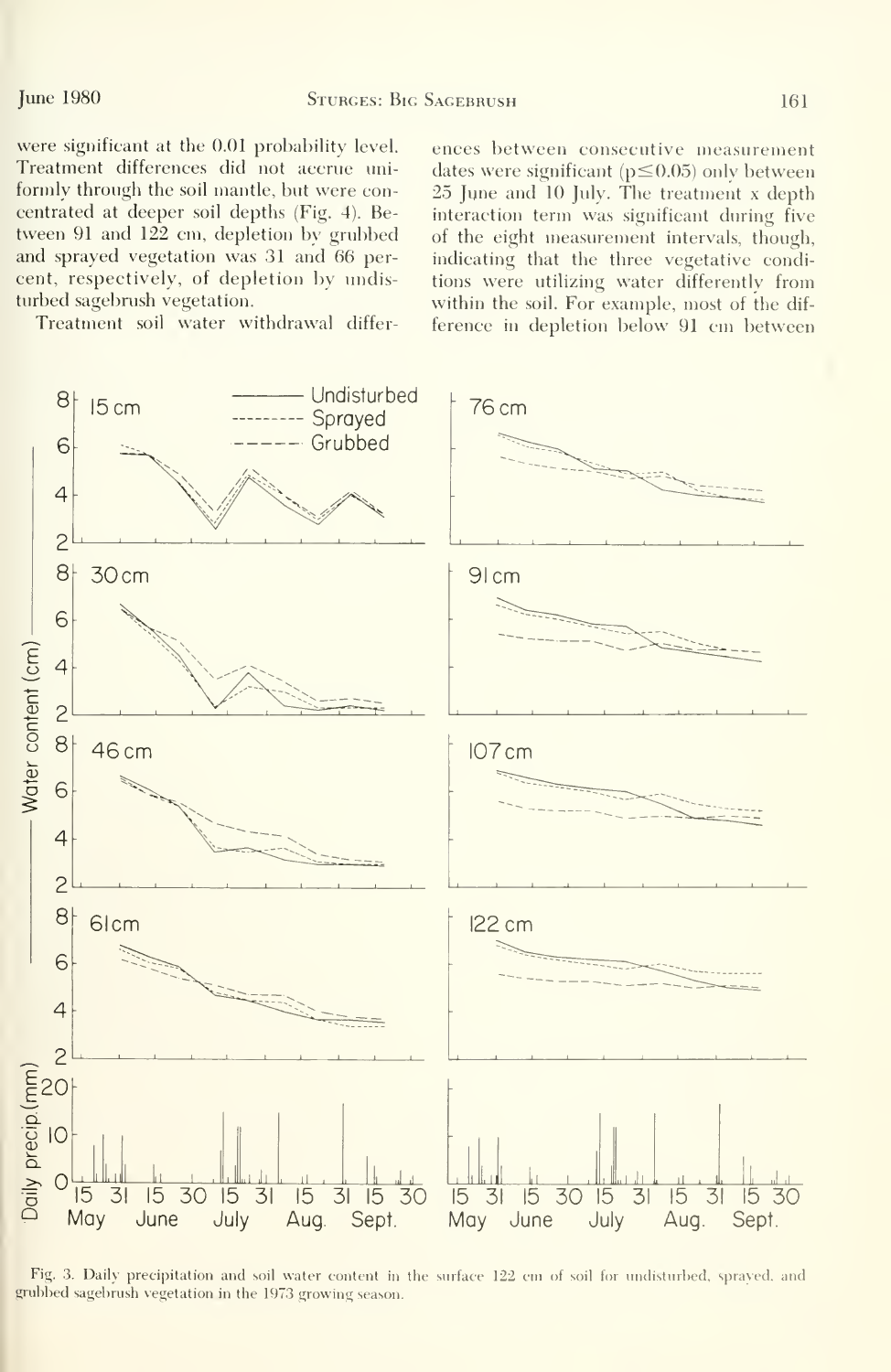were significant at the 0.01 probability level. Treatment differences did not accrue uniformly through the soil mantle, but were concentrated at deeper soil depths (Fig. 4). Between 91 and 122 cm, depletion by grubbed and sprayed vegetation was 31 and 66 percent, respectively, of depletion by undisturbed sagebrush vegetation.

Treatment soil water withdrawal differences between consecutive measurement dates were significant ($p \leq 0.05$) only between 25 June and 10 July. The treatment x depth interaction term was significant during five of the eight measurement intervals, though, indicating that the three vegetative conditions were utilizing water differently from within the soil. For example, most of the difference in depletion below 91 cm between

Fig. 3. Daily precipitation and soil water content in the surface 122 cm of soil for undisturbed, sprayed, and grubbed sagebrush vegetation in the 1973 growing season.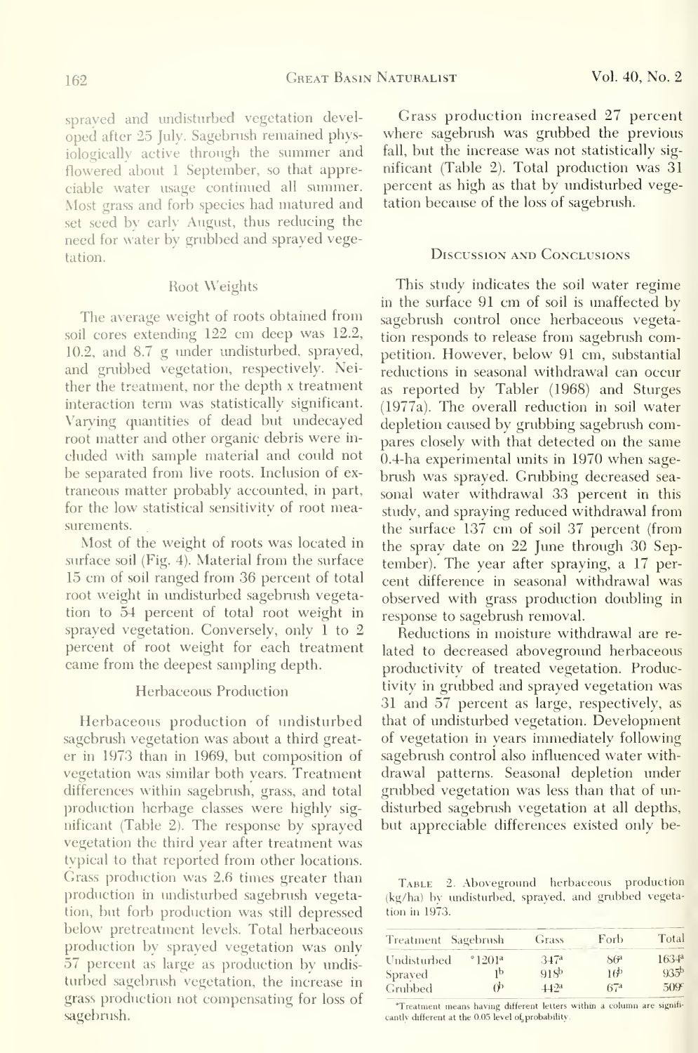sprayed and undisturbed vegetation developed after 25 July. Sagebrush remained physiologically active through the summer and flowered about 1 September, so that appreciable water usage continued all summer. Most grass and forb species had matured and set seed by early August, thus reducing the need for water by grubbed and sprayed vegetation.

### Root Weights

The average weight of roots obtained from soil cores extending 122 cm deep was 12.2, 10.2, and 8.7 g under undisturbed, sprayed, and grubbed vegetation, respectively. Neither the treatment, nor the depth x treatment interaction term was statistically significant. Varying quantities of dead but undecayed root matter and other organic debris were included with sample material and could not be separated from live roots. Inclusion of extraneous matter probably accounted, in part, for the low statistical sensitivity of root measurements.

Most of the weight of roots was located in surface soil (Fig. 4). Material from the surface 15 cm of soil ranged from 36 percent of total root weight in undisturbed sagebrush vegetation to 54 percent of total root weight in sprayed vegetation. Conversely, only 1 to 2 percent of root weight for each treatment came from the deepest sampling depth.

### Herbaceous Production

Herbaceous production of undisturbed sagebrush vegetation was about a third greater in 1973 than in 1969, but composition of vegetation was similar both years. Treatment differences within sagebrush, grass, and total production herbage classes were highly significant (Table 2). The response by sprayed vegetation the third year after treatment was typical to that reported from other locations. Grass production was 2.6 times greater than production in undisturbed sagebrush vegetation, but forb production was still depressed below pretreatment levels. Total herbaceous production by sprayed vegetation was only 57 percent as large as production by undisturbed sagebrush vegetation, the increase in grass production not compensating for loss of sagebrush.

Grass production increased 27 percent where sagebrush was grubbed the previous fall, but the increase was not statistically significant (Table 2). Total production was 31 percent as high as that by undisturbed vegetation because of the loss of sagebrush.

## Discussion and Conclusions

This study indicates the soil water regime in the surface 91 cm of soil is unaffected by sagebrush control once herbaceous vegetation responds to release from sagebrush competition. However, below 91 cm, substantial reductions in seasonal withdrawal can occur as reported by Tabler (1968) and Sturges (1977a). The overall reduction in soil water depletion caused by grubbing sagebrush compares closely with that detected on the same 0.4-ha experimental units in 1970 when sagebrush was sprayed. Grubbing decreased seasonal water withdrawal 33 percent in this study, and spraying reduced withdrawal from the surface 137 cm of soil 37 percent (from the spray date on 22 June through 30 September). The year after spraying, a 17 percent difference in seasonal withdrawal was observed with grass production doubling in response to sagebrush removal.

Reductions in moisture withdrawal are related to decreased aboveground herbaceous productivity of treated vegetation. Productivity in grubbed and sprayed vegetation was 31 and 57 percent as large, respectively, as that of undisturbed vegetation. Development of vegetation in years immediately following sagebrush control also influenced water withdrawal patterns. Seasonal depletion under grubbed vegetation was less than that of undisturbed sagebrush vegetation at all depths, but appreciable differences existed only be-

Table 2. Aboveground herbaceous production (kg/ha) by undisturbed, sprayed, and grubbed vegetation in 1973.

| Treatment | Sagebrush | Grass | Forb | Total |
|---|---|---|---|---|
| Undisturbed | *1201[a] | 347[a] | 86[a] | 1634[a] |
| Sprayed | 1[b] | 918[b] | 16[b] | 935[b] |
| Grubbed | 0[b] | 442[a] | 67[a] | 509[c] |

*Treatment means having different letters within a column are significantly different at the 0.05 level of probability.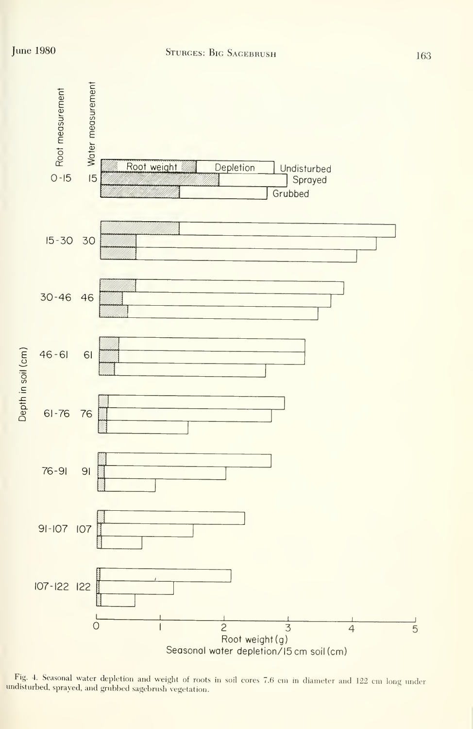Fig. 4. Seasonal water depletion and weight of roots in soil cores 7.6 cm in diameter and 122 cm long under undisturbed, sprayed, and grubbed sagebrush vegetation.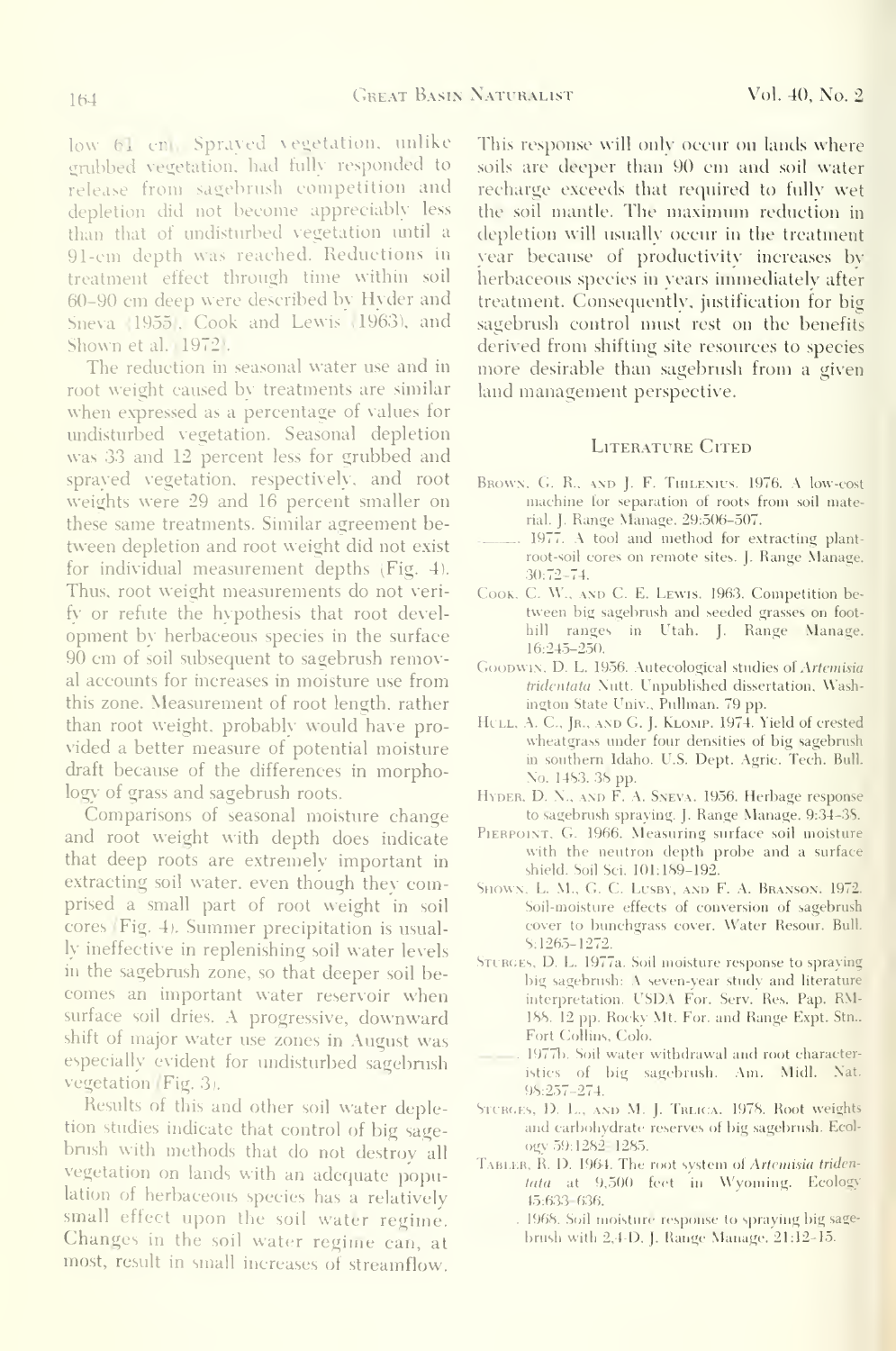low 61 cm. Sprayed vegetation, unlike grubbed vegetation, had fully responded to release from sagebrush competition and depletion did not become appreciably less than that of undisturbed vegetation until a 91-cm depth was reached. Reductions in treatment effect through time within soil 60–90 cm deep were described by Hyder and Sneva (1955), Cook and Lewis (1963), and Shown et al. (1972).

The reduction in seasonal water use and in root weight caused by treatments are similar when expressed as a percentage of values for undisturbed vegetation. Seasonal depletion was 33 and 12 percent less for grubbed and sprayed vegetation, respectively, and root weights were 29 and 16 percent smaller on these same treatments. Similar agreement between depletion and root weight did not exist for individual measurement depths (Fig. 4). Thus, root weight measurements do not verify or refute the hypothesis that root development by herbaceous species in the surface 90 cm of soil subsequent to sagebrush removal accounts for increases in moisture use from this zone. Measurement of root length, rather than root weight, probably would have provided a better measure of potential moisture draft because of the differences in morphology of grass and sagebrush roots.

Comparisons of seasonal moisture change and root weight with depth does indicate that deep roots are extremely important in extracting soil water, even though they comprised a small part of root weight in soil cores (Fig. 4). Summer precipitation is usually ineffective in replenishing soil water levels in the sagebrush zone, so that deeper soil becomes an important water reservoir when surface soil dries. A progressive, downward shift of major water use zones in August was especially evident for undisturbed sagebrush vegetation (Fig. 3).

Results of this and other soil water depletion studies indicate that control of big sagebrush with methods that do not destroy all vegetation on lands with an adequate population of herbaceous species has a relatively small effect upon the soil water regime. Changes in the soil water regime can, at most, result in small increases of streamflow. This response will only occur on lands where soils are deeper than 90 cm and soil water recharge exceeds that required to fully wet the soil mantle. The maximum reduction in depletion will usually occur in the treatment year because of productivity increases by herbaceous species in years immediately after treatment. Consequently, justification for big sagebrush control must rest on the benefits derived from shifting site resources to species more desirable than sagebrush from a given land management perspective.

## Literature Cited

Brown, G. R., and J. F. Thilenius. 1976. A low-cost machine for separation of roots from soil material. J. Range Manage. 29:506–507.

———. 1977. A tool and method for extracting plant-root-soil cores on remote sites. J. Range Manage. 30:72–74.

Cook, C. W., and C. E. Lewis. 1963. Competition between big sagebrush and seeded grasses on foothill ranges in Utah. J. Range Manage. 16:245–250.

Goodwin, D. L. 1956. Autecological studies of *Artemisia tridentata* Nutt. Unpublished dissertation, Washington State Univ., Pullman. 79 pp.

Hull, A. C., Jr., and G. J. Klomp. 1974. Yield of crested wheatgrass under four densities of big sagebrush in southern Idaho. U.S. Dept. Agric. Tech. Bull. No. 1483. 38 pp.

Hyder, D. N., and F. A. Sneva. 1956. Herbage response to sagebrush spraying. J. Range Manage. 9:34–38.

Pierpoint, G. 1966. Measuring surface soil moisture with the neutron depth probe and a surface shield. Soil Sci. 101:189–192.

Shown, L. M., G. C. Lusby, and F. A. Branson. 1972. Soil-moisture effects of conversion of sagebrush cover to bunchgrass cover. Water Resour. Bull. 8:1265–1272.

Sturges, D. L. 1977a. Soil moisture response to spraying big sagebrush: A seven-year study and literature interpretation. USDA For. Serv. Res. Pap. RM-188. 12 pp. Rocky Mt. For. and Range Expt. Stn., Fort Collins, Colo.

———. 1977b. Soil water withdrawal and root characteristics of big sagebrush. Am. Midl. Nat. 98:257–274.

Sturges, D. L., and M. J. Trlica. 1978. Root weights and carbohydrate reserves of big sagebrush. Ecology 59:1282–1285.

Tabler, R. D. 1964. The root system of *Artemisia tridentata* at 9,500 feet in Wyoming. Ecology 45:633–636.

———. 1968. Soil moisture response to spraying big sagebrush with 2,4-D. J. Range Manage. 21:12–15.